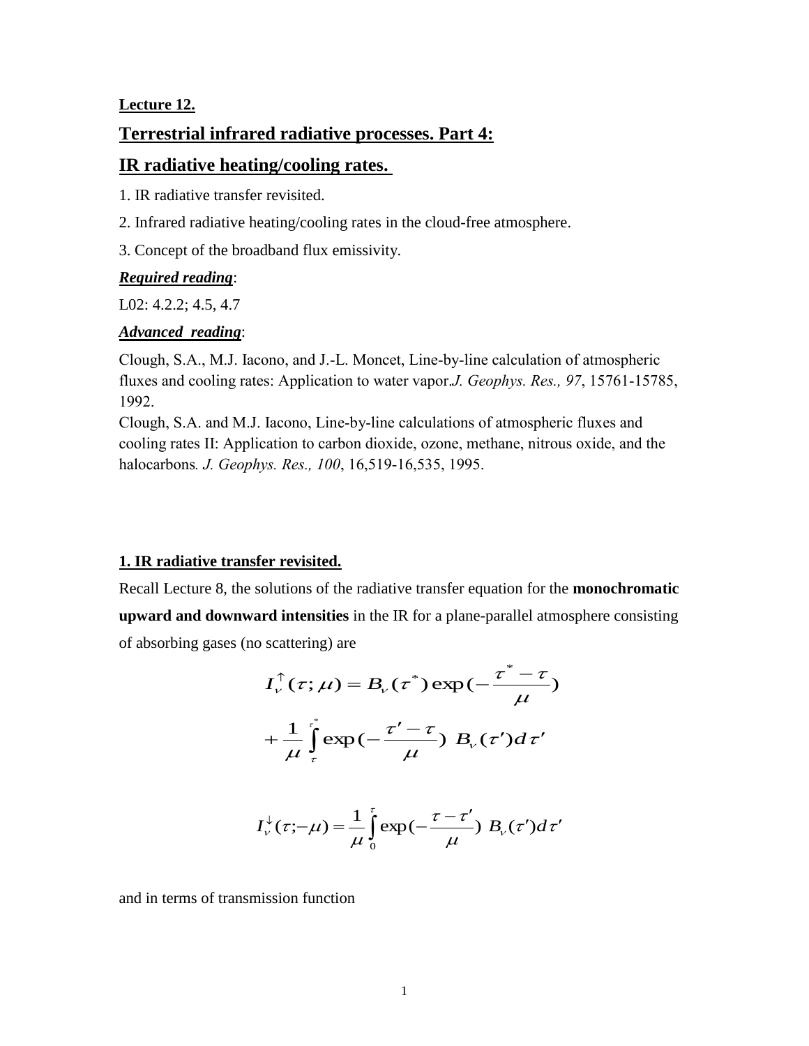**Lecture 12.**

## Terrestrial infrared radiative processes. Part 4:

## IR radiative heating/cooling rates.

1. IR radiative transfer revisited.

2. Infrared radiative heating/cooling rates in the cloud-free atmosphere.

3. Concept of the broadband flux emissivity.

***Required reading***:

L02: 4.2.2; 4.5, 4.7

***Advanced reading***:

Clough, S.A., M.J. Iacono, and J.-L. Moncet, Line-by-line calculation of atmospheric fluxes and cooling rates: Application to water vapor.*J. Geophys. Res., 97*, 15761-15785, 1992.

Clough, S.A. and M.J. Iacono, Line-by-line calculations of atmospheric fluxes and cooling rates II: Application to carbon dioxide, ozone, methane, nitrous oxide, and the halocarbons*. J. Geophys. Res., 100*, 16,519-16,535, 1995.

**1. IR radiative transfer revisited.**

Recall Lecture 8, the solutions of the radiative transfer equation for the **monochromatic upward and downward intensities** in the IR for a plane-parallel atmosphere consisting of absorbing gases (no scattering) are

$$I_\nu^{\uparrow}(\tau;\mu) = B_\nu(\tau^*)\exp\left(-\frac{\tau^* - \tau}{\mu}\right) + \frac{1}{\mu}\int_{\tau}^{\tau^*}\exp\left(-\frac{\tau' - \tau}{\mu}\right)\, B_\nu(\tau')d\tau'$$

$$I_\nu^{\downarrow}(\tau;-\mu) = \frac{1}{\mu}\int_{0}^{\tau}\exp\left(-\frac{\tau - \tau'}{\mu}\right)\, B_\nu(\tau')d\tau'$$

and in terms of transmission function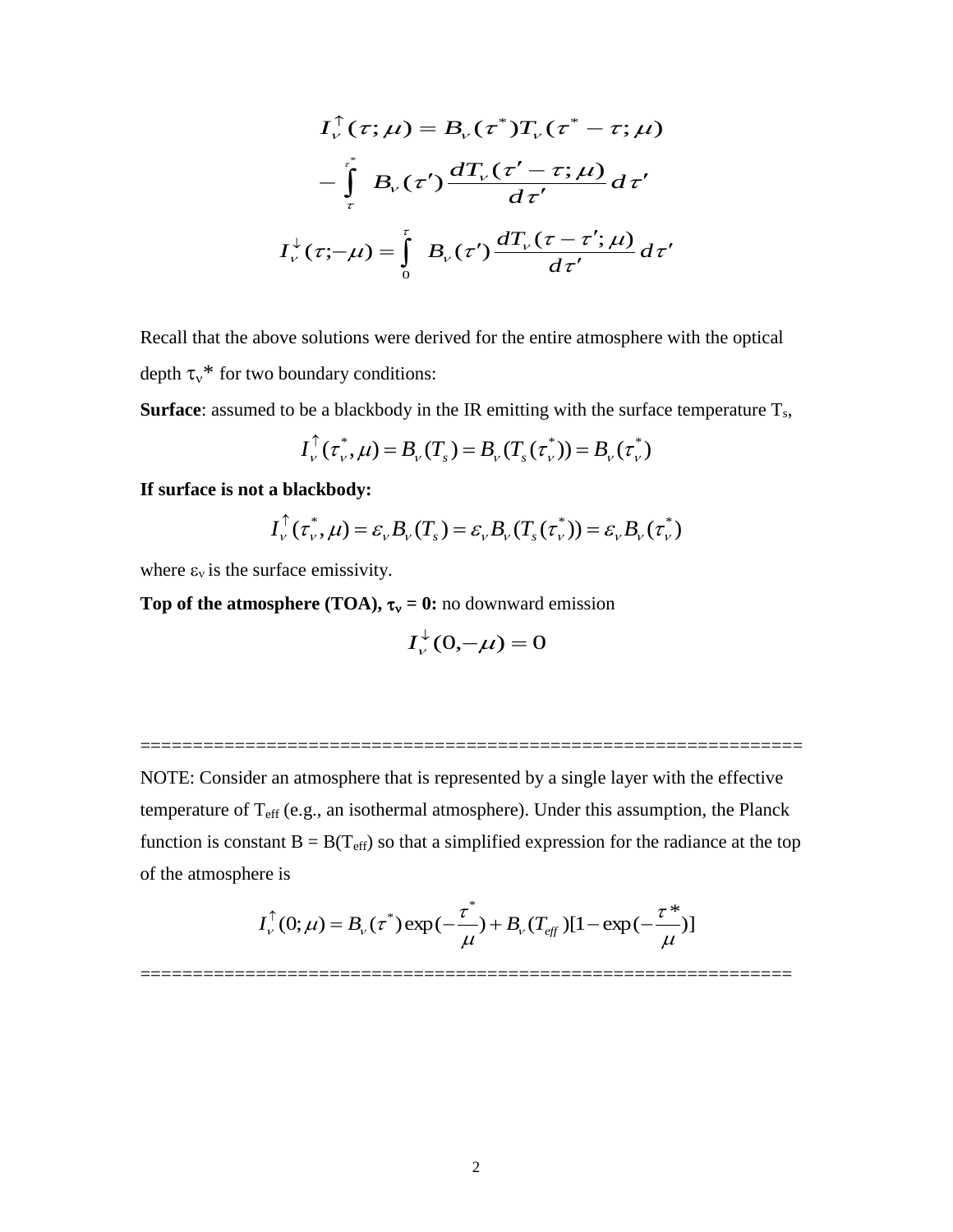$$I_\nu^\uparrow(\tau;\mu) = B_\nu(\tau^*)T_\nu(\tau^* - \tau;\mu) - \int_\tau^{\tau^*} B_\nu(\tau')\frac{dT_\nu(\tau' - \tau;\mu)}{d\tau'}d\tau'$$

$$I_\nu^\downarrow(\tau;-\mu) = \int_0^\tau B_\nu(\tau')\frac{dT_\nu(\tau - \tau';\mu)}{d\tau'}d\tau'$$

Recall that the above solutions were derived for the entire atmosphere with the optical depth $\tau_\nu$* for two boundary conditions:

**Surface**: assumed to be a blackbody in the IR emitting with the surface temperature $T_s$,

$$I_\nu^\uparrow(\tau_\nu^*, \mu) = B_\nu(T_s) = B_\nu(T_s(\tau_\nu^*)) = B_\nu(\tau_\nu^*)$$

**If surface is not a blackbody:**

$$I_\nu^\uparrow(\tau_\nu^*, \mu) = \varepsilon_\nu B_\nu(T_s) = \varepsilon_\nu B_\nu(T_s(\tau_\nu^*)) = \varepsilon_\nu B_\nu(\tau_\nu^*)$$

where $\varepsilon_\nu$ is the surface emissivity.

**Top of the atmosphere (TOA), $\tau_\nu = 0$:** no downward emission

$$I_\nu^\downarrow(0,-\mu) = 0$$

==============================================================

NOTE: Consider an atmosphere that is represented by a single layer with the effective temperature of $T_{eff}$ (e.g., an isothermal atmosphere). Under this assumption, the Planck function is constant $B = B(T_{eff})$ so that a simplified expression for the radiance at the top of the atmosphere is

$$I_\nu^\uparrow(0;\mu) = B_\nu(\tau^*)\exp(-\frac{\tau^*}{\mu}) + B_\nu(T_{eff})[1 - \exp(-\frac{\tau^*}{\mu})]$$

==============================================================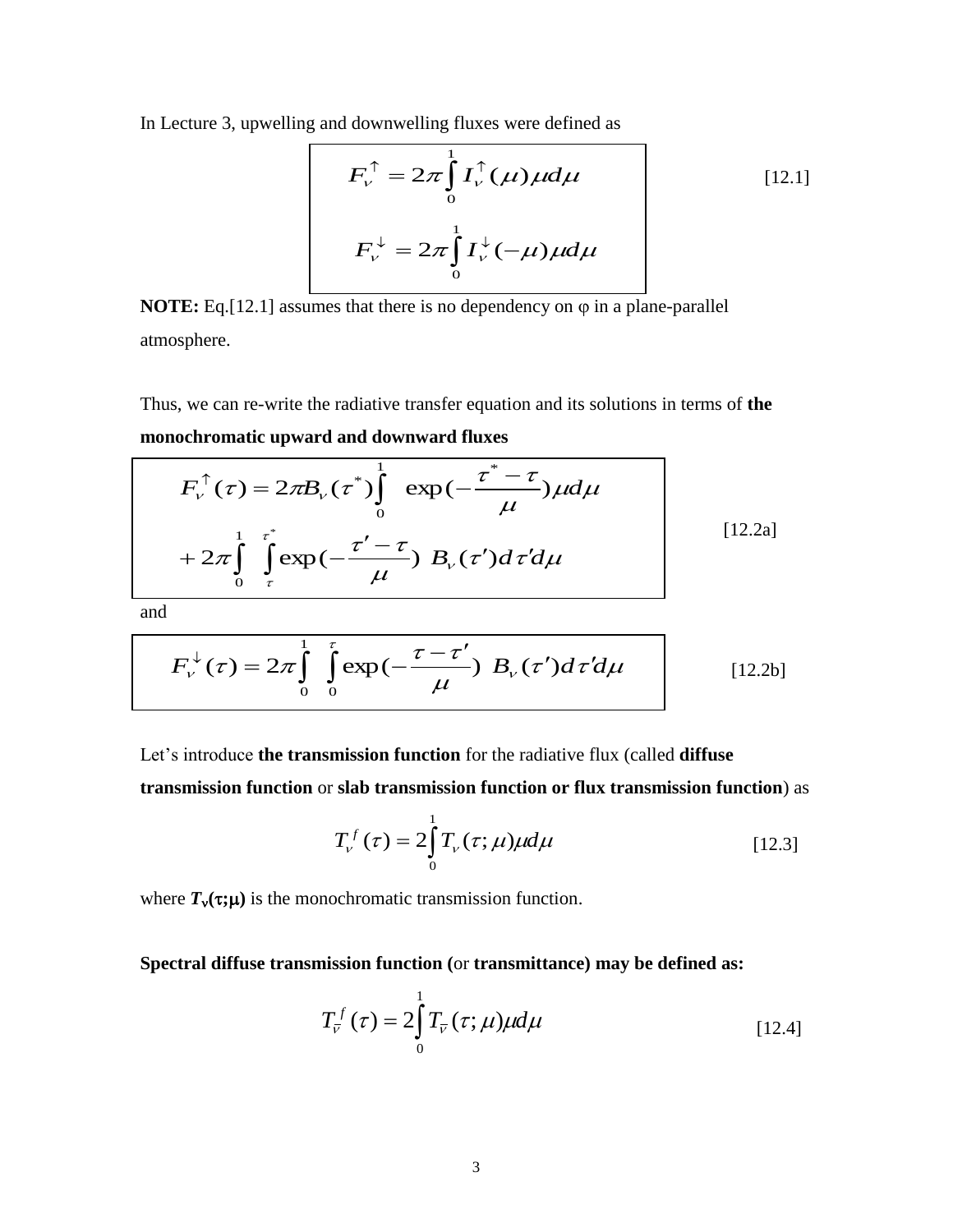In Lecture 3, upwelling and downwelling fluxes were defined as

$$F_\nu^{\uparrow} = 2\pi \int_0^1 I_\nu^{\uparrow}(\mu)\mu d\mu$$

$$F_\nu^{\downarrow} = 2\pi \int_0^1 I_\nu^{\downarrow}(-\mu)\mu d\mu \qquad [12.1]$$

**NOTE:** Eq.[12.1] assumes that there is no dependency on $\varphi$ in a plane-parallel atmosphere.

Thus, we can re-write the radiative transfer equation and its solutions in terms of **the monochromatic upward and downward fluxes**

$$F_\nu^{\uparrow}(\tau) = 2\pi B_\nu(\tau^*) \int_0^1 \exp\left(-\frac{\tau^* - \tau}{\mu}\right)\mu d\mu + 2\pi \int_0^1 \int_\tau^{\tau^*} \exp\left(-\frac{\tau' - \tau}{\mu}\right) B_\nu(\tau') d\tau' d\mu \qquad [12.2a]$$

and

$$F_\nu^{\downarrow}(\tau) = 2\pi \int_0^1 \int_0^{\tau} \exp\left(-\frac{\tau - \tau'}{\mu}\right) B_\nu(\tau') d\tau' d\mu \qquad [12.2b]$$

Let's introduce **the transmission function** for the radiative flux (called **diffuse transmission function** or **slab transmission function or flux transmission function**) as

$$T_\nu^f(\tau) = 2\int_0^1 T_\nu(\tau;\mu)\mu d\mu \qquad [12.3]$$

where $T_\nu(\tau;\mu)$ is the monochromatic transmission function.

**Spectral diffuse transmission function (**or **transmittance) may be defined as:**

$$T_{\bar{\nu}}^f(\tau) = 2\int_0^1 T_{\bar{\nu}}(\tau;\mu)\mu d\mu \qquad [12.4]$$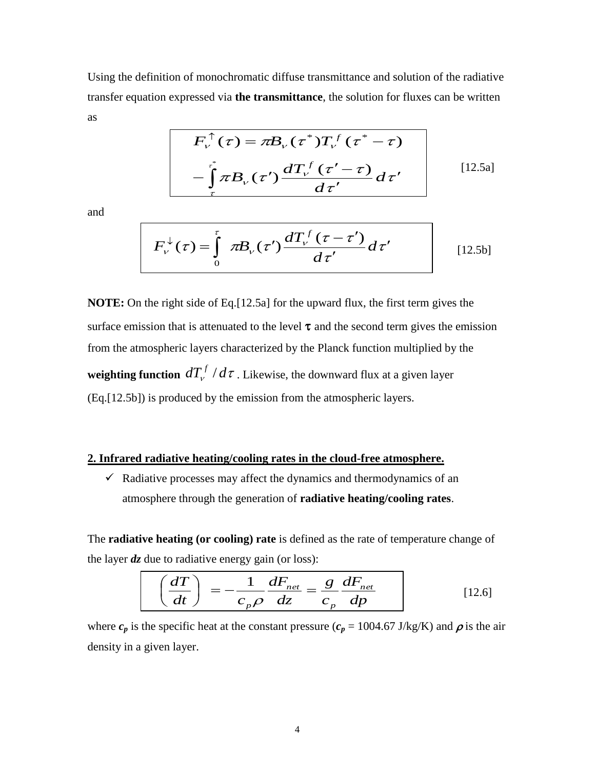Using the definition of monochromatic diffuse transmittance and solution of the radiative transfer equation expressed via **the transmittance**, the solution for fluxes can be written as

$$F_\nu^{\uparrow}(\tau) = \pi B_\nu(\tau^*) T_\nu^f(\tau^* - \tau) - \int_{\tau}^{\tau^*} \pi B_\nu(\tau') \frac{dT_\nu^f(\tau' - \tau)}{d\tau'} d\tau' \qquad [12.5a]$$

and

$$F_\nu^{\downarrow}(\tau) = \int_0^{\tau} \pi B_\nu(\tau') \frac{dT_\nu^f(\tau - \tau')}{d\tau'} d\tau' \qquad [12.5b]$$

**NOTE:** On the right side of Eq.[12.5a] for the upward flux, the first term gives the surface emission that is attenuated to the level $\tau$ and the second term gives the emission from the atmospheric layers characterized by the Planck function multiplied by the **weighting function** $dT_\nu^f / d\tau$. Likewise, the downward flux at a given layer (Eq.[12.5b]) is produced by the emission from the atmospheric layers.

## 2. Infrared radiative heating/cooling rates in the cloud-free atmosphere.

- ✓ Radiative processes may affect the dynamics and thermodynamics of an atmosphere through the generation of **radiative heating/cooling rates**.

The **radiative heating (or cooling) rate** is defined as the rate of temperature change of the layer ***dz*** due to radiative energy gain (or loss):

$$\left(\frac{dT}{dt}\right) = -\frac{1}{c_p \rho} \frac{dF_{net}}{dz} = \frac{g}{c_p} \frac{dF_{net}}{dp} \qquad [12.6]$$

where $c_p$ is the specific heat at the constant pressure ($c_p$ = 1004.67 J/kg/K) and $\rho$ is the air density in a given layer.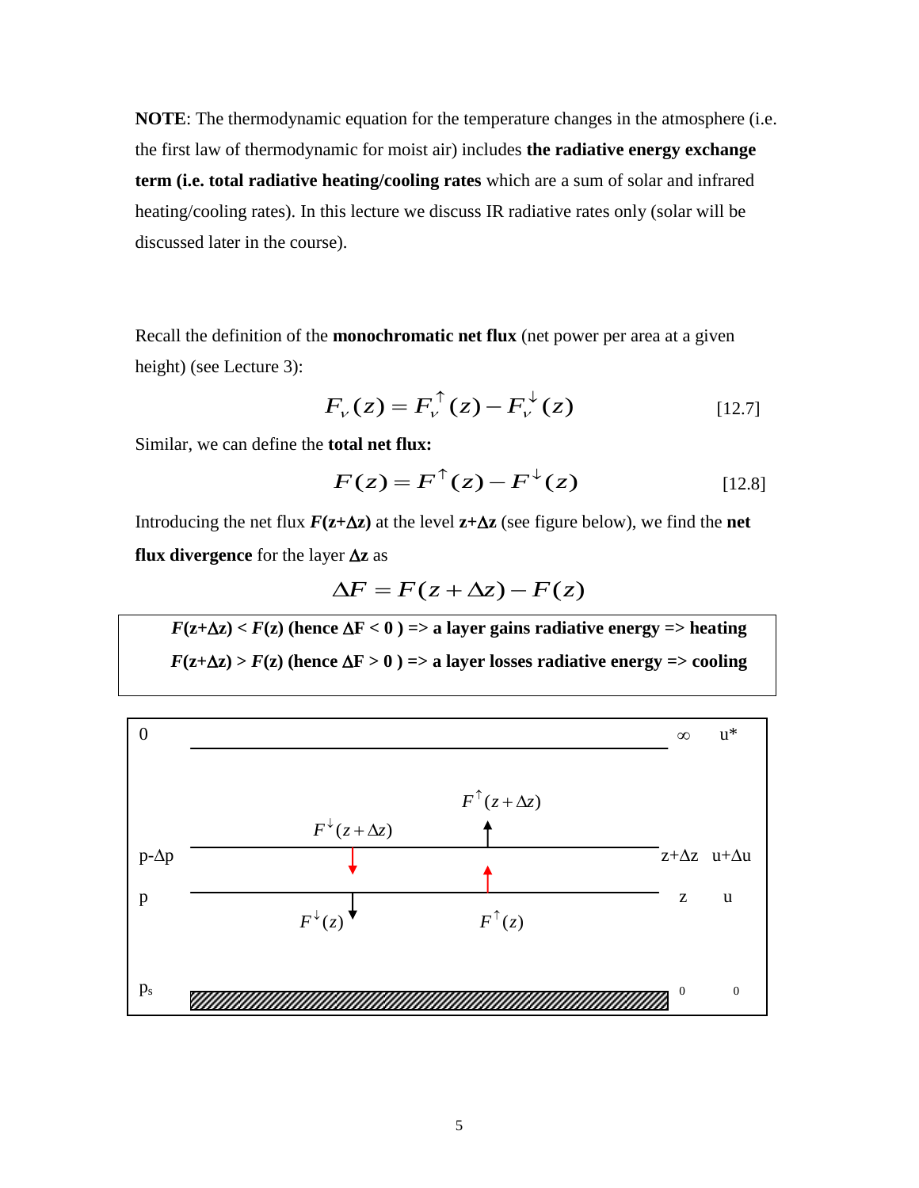**NOTE**: The thermodynamic equation for the temperature changes in the atmosphere (i.e. the first law of thermodynamic for moist air) includes **the radiative energy exchange term (i.e. total radiative heating/cooling rates** which are a sum of solar and infrared heating/cooling rates). In this lecture we discuss IR radiative rates only (solar will be discussed later in the course).

Recall the definition of the **monochromatic net flux** (net power per area at a given height) (see Lecture 3):

$$F_\nu(z) = F_\nu^{\uparrow}(z) - F_\nu^{\downarrow}(z) \qquad [12.7]$$

Similar, we can define the **total net flux:**

$$F(z) = F^{\uparrow}(z) - F^{\downarrow}(z) \qquad [12.8]$$

Introducing the net flux $F(z+\Delta z)$ at the level $z+\Delta z$ (see figure below), we find the **net flux divergence** for the layer $\Delta z$ as

$$\Delta F = F(z+\Delta z) - F(z)$$

**$F(z+\Delta z) < F(z)$ (hence $\Delta F < 0$ ) => a layer gains radiative energy => heating**

**$F(z+\Delta z) > F(z)$ (hence $\Delta F > 0$ ) => a layer losses radiative energy => cooling**

| | | | |
|---|---|---|---|
| 0 | | $\infty$ | u* |
| | $F^{\downarrow}(z+\Delta z)$ ↓ &nbsp;&nbsp; ↑ $F^{\uparrow}(z+\Delta z)$ | | |
| p-$\Delta$p | ————————————— | z+$\Delta$z | u+$\Delta$u |
| p | ————————————— | z | u |
| | $F^{\downarrow}(z)$ ↓ &nbsp;&nbsp; ↑ $F^{\uparrow}(z)$ | | |
| $p_s$ | ///////////////////////////// | 0 | 0 |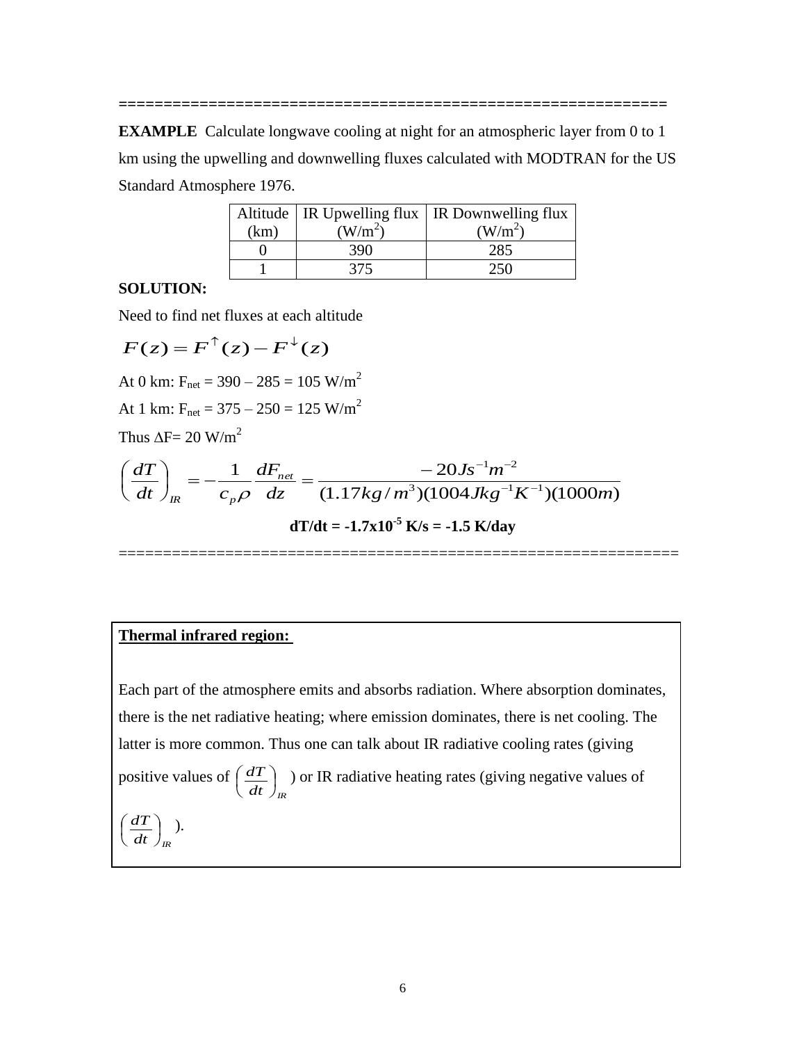==============================================================

**EXAMPLE** Calculate longwave cooling at night for an atmospheric layer from 0 to 1 km using the upwelling and downwelling fluxes calculated with MODTRAN for the US Standard Atmosphere 1976.

| Altitude (km) | IR Upwelling flux ($W/m^2$) | IR Downwelling flux ($W/m^2$) |
|---|---|---|
| 0 | 390 | 285 |
| 1 | 375 | 250 |

**SOLUTION:**

Need to find net fluxes at each altitude

$$F(z) = F^{\uparrow}(z) - F^{\downarrow}(z)$$

At 0 km: $F_{net}$ = 390 – 285 = 105 $W/m^2$

At 1 km: $F_{net}$ = 375 – 250 = 125 $W/m^2$

Thus $\Delta F$= 20 $W/m^2$

$$\left(\frac{dT}{dt}\right)_{IR} = -\frac{1}{c_p \rho}\frac{dF_{net}}{dz} = \frac{-20 Js^{-1}m^{-2}}{(1.17 kg/m^3)(1004 Jkg^{-1}K^{-1})(1000m)}$$

**dT/dt = $-1.7 \times 10^{-5}$ K/s = -1.5 K/day**

==============================================================

**<u>Thermal infrared region:</u>**

Each part of the atmosphere emits and absorbs radiation. Where absorption dominates, there is the net radiative heating; where emission dominates, there is net cooling. The latter is more common. Thus one can talk about IR radiative cooling rates (giving positive values of $\left(\frac{dT}{dt}\right)_{IR}$ ) or IR radiative heating rates (giving negative values of $\left(\frac{dT}{dt}\right)_{IR}$ ).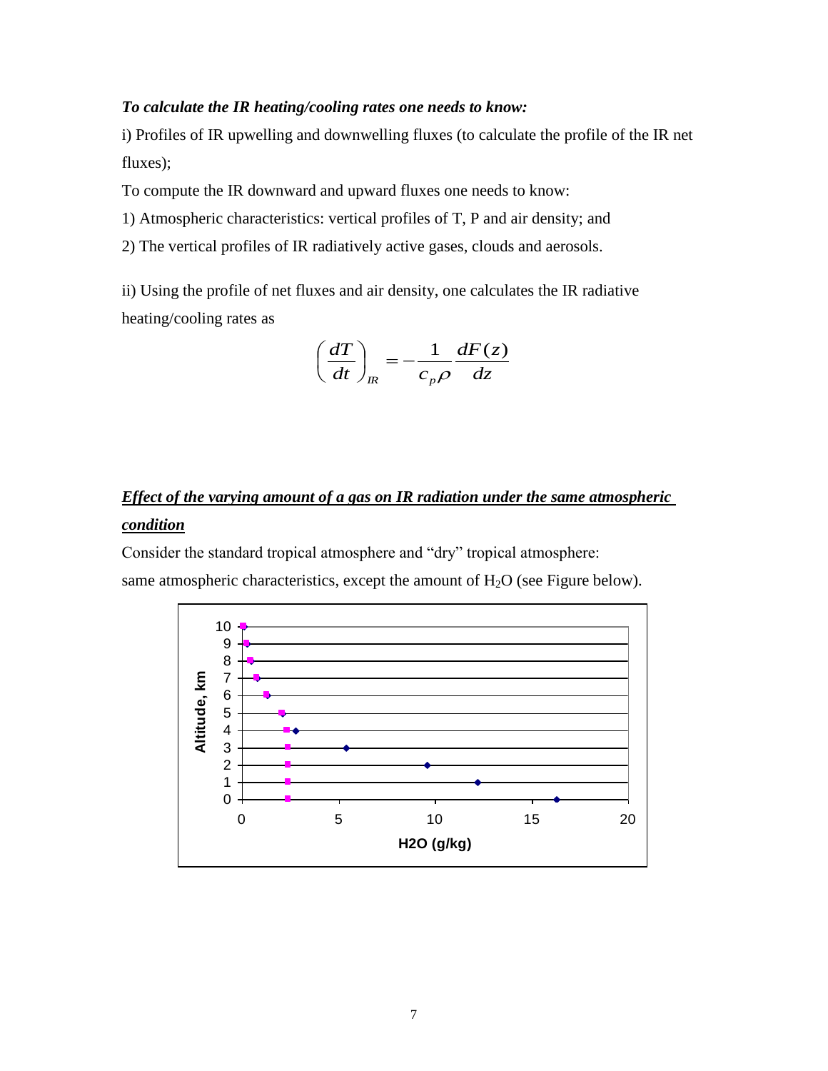***To calculate the IR heating/cooling rates one needs to know:***

i) Profiles of IR upwelling and downwelling fluxes (to calculate the profile of the IR net fluxes);

To compute the IR downward and upward fluxes one needs to know:

1) Atmospheric characteristics: vertical profiles of T, P and air density; and

2) The vertical profiles of IR radiatively active gases, clouds and aerosols.

ii) Using the profile of net fluxes and air density, one calculates the IR radiative heating/cooling rates as

$$\left(\frac{dT}{dt}\right)_{IR} = -\frac{1}{c_p \rho}\frac{dF(z)}{dz}$$

## ***Effect of the varying amount of a gas on IR radiation under the same atmospheric condition***

Consider the standard tropical atmosphere and "dry" tropical atmosphere:

same atmospheric characteristics, except the amount of $H_2O$ (see Figure below).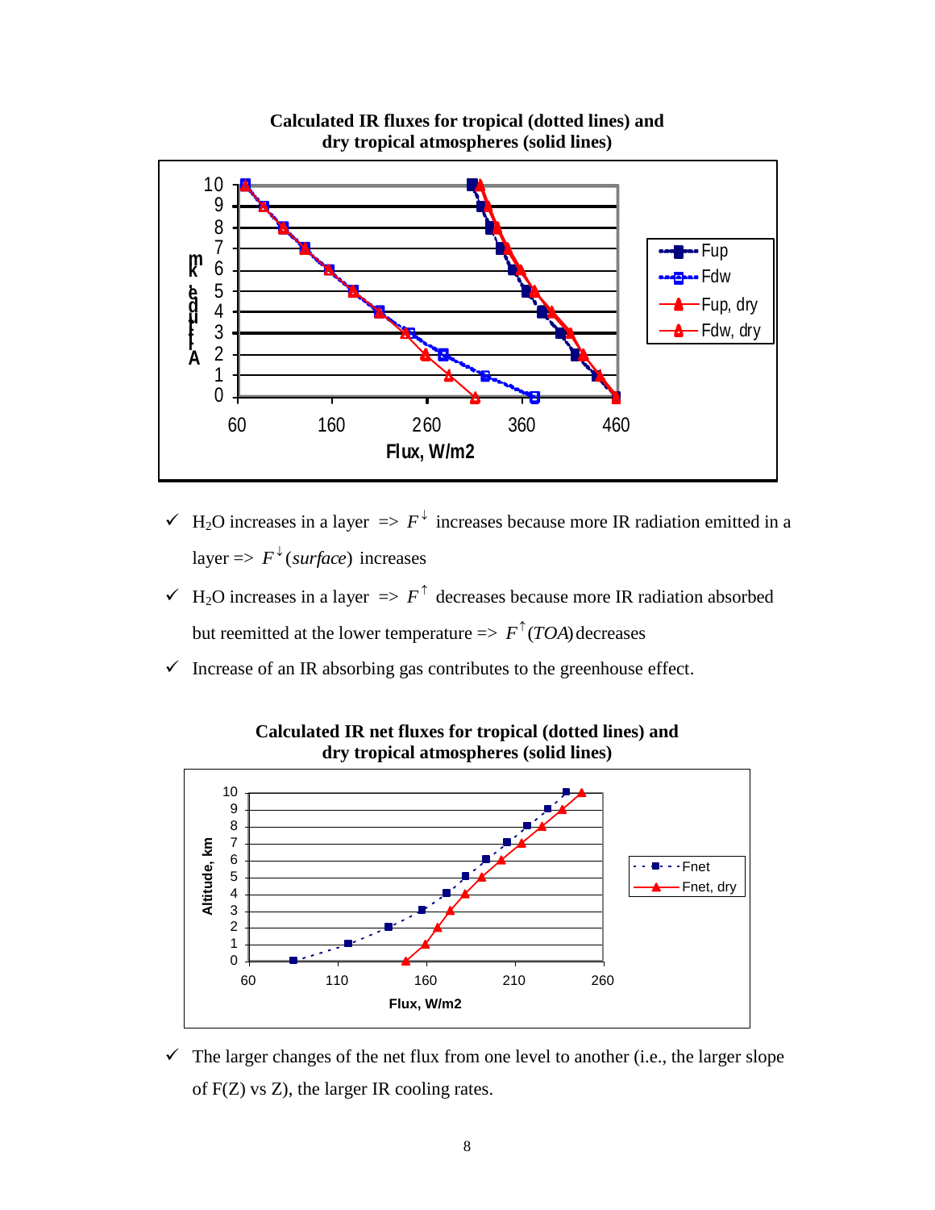**Calculated IR fluxes for tropical (dotted lines) and dry tropical atmospheres (solid lines)**

- ✓ $H_2O$ increases in a layer => $F^{\downarrow}$ increases because more IR radiation emitted in a layer => $F^{\downarrow}(surface)$ increases
- ✓ $H_2O$ increases in a layer => $F^{\uparrow}$ decreases because more IR radiation absorbed but reemitted at the lower temperature => $F^{\uparrow}(TOA)$ decreases
- ✓ Increase of an IR absorbing gas contributes to the greenhouse effect.

**Calculated IR net fluxes for tropical (dotted lines) and dry tropical atmospheres (solid lines)**

- ✓ The larger changes of the net flux from one level to another (i.e., the larger slope of F(Z) vs Z), the larger IR cooling rates.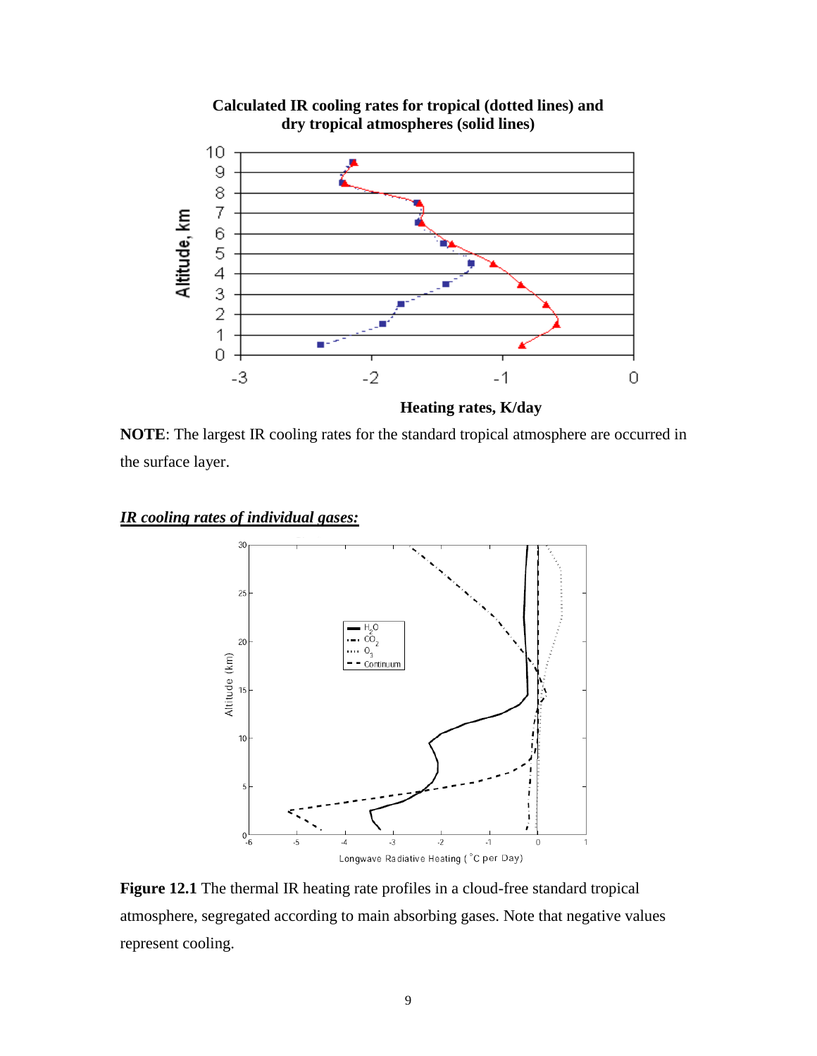**Calculated IR cooling rates for tropical (dotted lines) and dry tropical atmospheres (solid lines)**

**NOTE**: The largest IR cooling rates for the standard tropical atmosphere are occurred in the surface layer.

***IR cooling rates of individual gases:***

**Figure 12.1** The thermal IR heating rate profiles in a cloud-free standard tropical atmosphere, segregated according to main absorbing gases. Note that negative values represent cooling.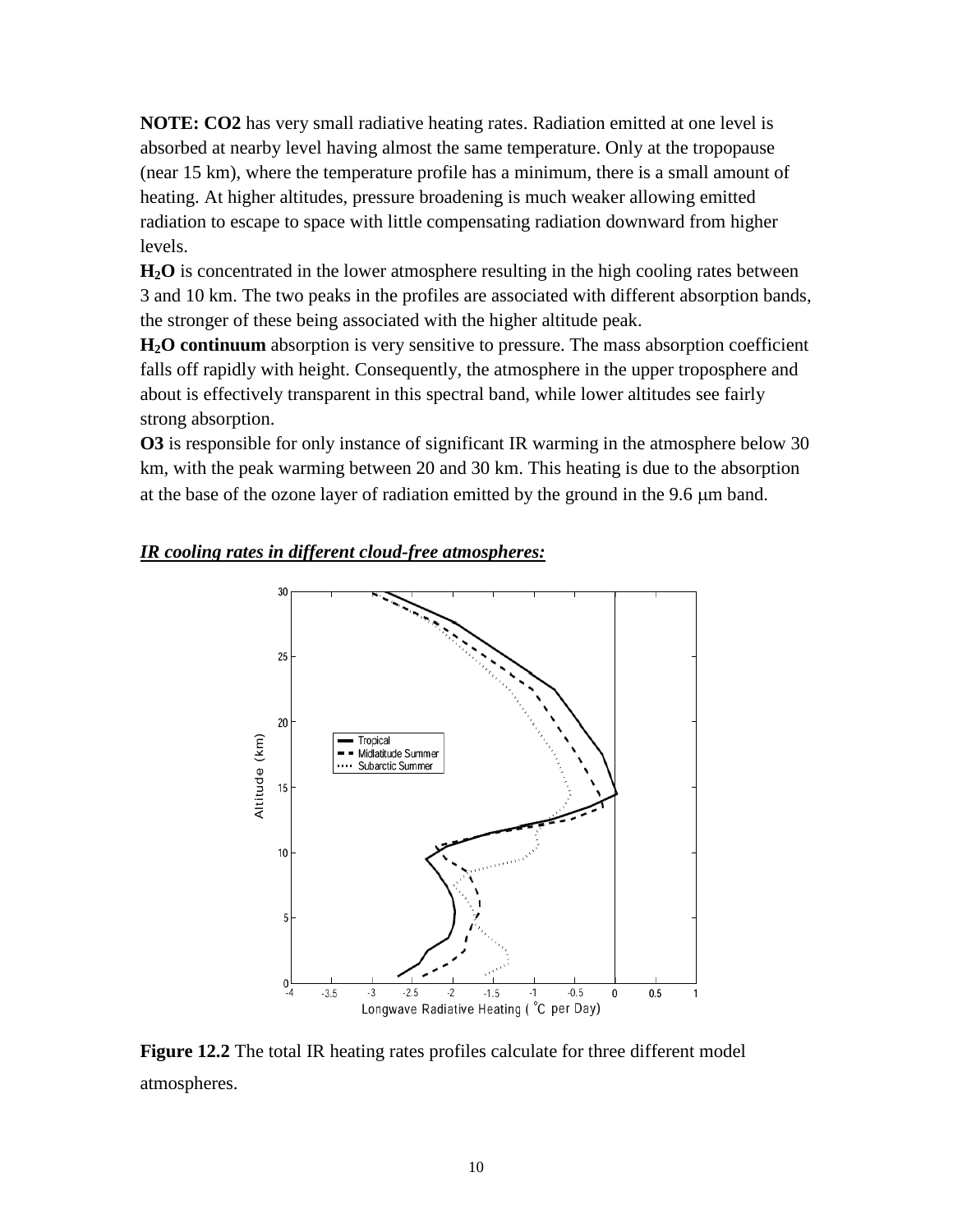**NOTE: $CO_2$** has very small radiative heating rates. Radiation emitted at one level is absorbed at nearby level having almost the same temperature. Only at the tropopause (near 15 km), where the temperature profile has a minimum, there is a small amount of heating. At higher altitudes, pressure broadening is much weaker allowing emitted radiation to escape to space with little compensating radiation downward from higher levels.

**$H_2O$** is concentrated in the lower atmosphere resulting in the high cooling rates between 3 and 10 km. The two peaks in the profiles are associated with different absorption bands, the stronger of these being associated with the higher altitude peak.

**$H_2O$ continuum** absorption is very sensitive to pressure. The mass absorption coefficient falls off rapidly with height. Consequently, the atmosphere in the upper troposphere and about is effectively transparent in this spectral band, while lower altitudes see fairly strong absorption.

**$O_3$** is responsible for only instance of significant IR warming in the atmosphere below 30 km, with the peak warming between 20 and 30 km. This heating is due to the absorption at the base of the ozone layer of radiation emitted by the ground in the 9.6 μm band.

***IR cooling rates in different cloud-free atmospheres:***

**Figure 12.2** The total IR heating rates profiles calculate for three different model atmospheres.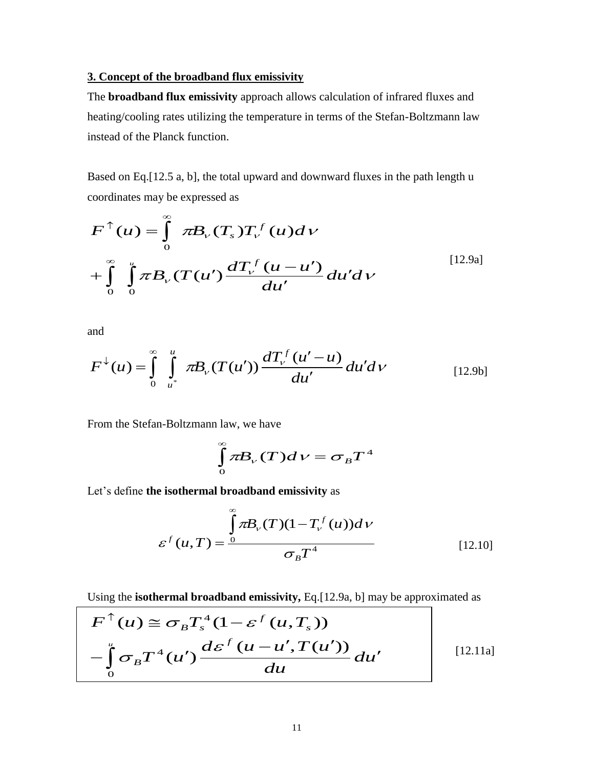### 3. Concept of the broadband flux emissivity

The **broadband flux emissivity** approach allows calculation of infrared fluxes and heating/cooling rates utilizing the temperature in terms of the Stefan-Boltzmann law instead of the Planck function.

Based on Eq.[12.5 a, b], the total upward and downward fluxes in the path length u coordinates may be expressed as

$$F^{\uparrow}(u) = \int_0^{\infty} \pi B_{\nu}(T_s) T_{\nu}^f(u) d\nu + \int_0^{\infty} \int_0^{u} \pi B_{\nu}(T(u') \frac{dT_{\nu}^f(u-u')}{du'} du' d\nu \qquad [12.9a]$$

and

$$F^{\downarrow}(u) = \int_0^{\infty} \int_{u^*}^{u} \pi B_{\nu}(T(u')) \frac{dT_{\nu}^f(u'-u)}{du'} du' d\nu \qquad [12.9b]$$

From the Stefan-Boltzmann law, we have

$$\int_0^{\infty} \pi B_{\nu}(T) d\nu = \sigma_B T^4$$

Let's define **the isothermal broadband emissivity** as

$$\varepsilon^f(u,T) = \frac{\int_0^{\infty} \pi B_{\nu}(T)(1 - T_{\nu}^f(u)) d\nu}{\sigma_B T^4} \qquad [12.10]$$

Using the **isothermal broadband emissivity,** Eq.[12.9a, b] may be approximated as

$$F^{\uparrow}(u) \cong \sigma_B T_s^4 (1 - \varepsilon^f(u, T_s)) - \int_0^{u} \sigma_B T^4(u') \frac{d\varepsilon^f(u-u', T(u'))}{du} du' \qquad [12.11a]$$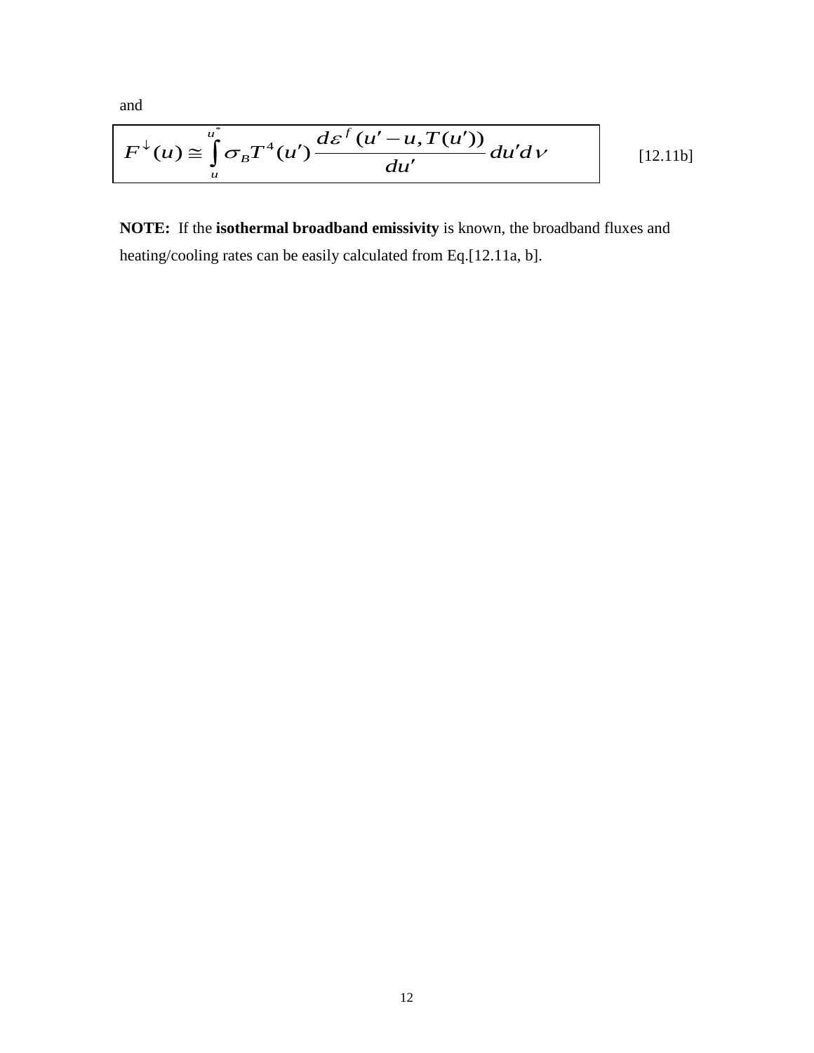and

$$F^{\downarrow}(u) \cong \int_{u}^{u^*} \sigma_B T^4(u') \frac{d\varepsilon^f(u'-u, T(u'))}{du'} du' d\nu \qquad [12.11b]$$

**NOTE:** If the **isothermal broadband emissivity** is known, the broadband fluxes and heating/cooling rates can be easily calculated from Eq.[12.11a, b].